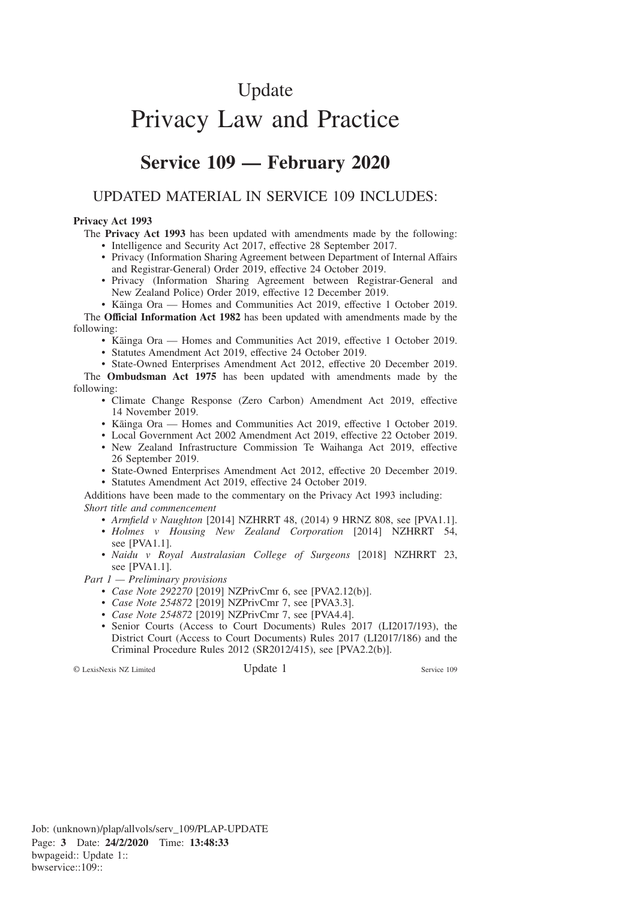# Update

# Privacy Law and Practice

## Service 109 — February 2020

### UPDATED MATERIAL IN SERVICE 109 INCLUDES:

**Privacy Act 1993**

The **Privacy Act 1993** has been updated with amendments made by the following:

- Intelligence and Security Act 2017, effective 28 September 2017.
- Privacy (Information Sharing Agreement between Department of Internal Affairs and Registrar-General) Order 2019, effective 24 October 2019.
- Privacy (Information Sharing Agreement between Registrar-General and New Zealand Police) Order 2019, effective 12 December 2019.
- Kāinga Ora — Homes and Communities Act 2019, effective 1 October 2019.

The **Official Information Act 1982** has been updated with amendments made by the following:

- Kāinga Ora — Homes and Communities Act 2019, effective 1 October 2019.
- Statutes Amendment Act 2019, effective 24 October 2019.
- State-Owned Enterprises Amendment Act 2012, effective 20 December 2019.

The **Ombudsman Act 1975** has been updated with amendments made by the following:

- Climate Change Response (Zero Carbon) Amendment Act 2019, effective 14 November 2019.
- Kāinga Ora — Homes and Communities Act 2019, effective 1 October 2019.
- Local Government Act 2002 Amendment Act 2019, effective 22 October 2019.
- New Zealand Infrastructure Commission Te Waihanga Act 2019, effective 26 September 2019.
- State-Owned Enterprises Amendment Act 2012, effective 20 December 2019.
- Statutes Amendment Act 2019, effective 24 October 2019.

Additions have been made to the commentary on the Privacy Act 1993 including:

*Short title and commencement*

- *Armfield v Naughton* [2014] NZHRRT 48, (2014) 9 HRNZ 808, see [PVA1.1].
- *Holmes v Housing New Zealand Corporation* [2014] NZHRRT 54, see [PVA1.1].
- *Naidu v Royal Australasian College of Surgeons* [2018] NZHRRT 23, see [PVA1.1].

*Part 1 — Preliminary provisions*

- *Case Note 292270* [2019] NZPrivCmr 6, see [PVA2.12(b)].
- *Case Note 254872* [2019] NZPrivCmr 7, see [PVA3.3].
- *Case Note 254872* [2019] NZPrivCmr 7, see [PVA4.4].
- Senior Courts (Access to Court Documents) Rules 2017 (LI2017/193), the District Court (Access to Court Documents) Rules 2017 (LI2017/186) and the Criminal Procedure Rules 2012 (SR2012/415), see [PVA2.2(b)].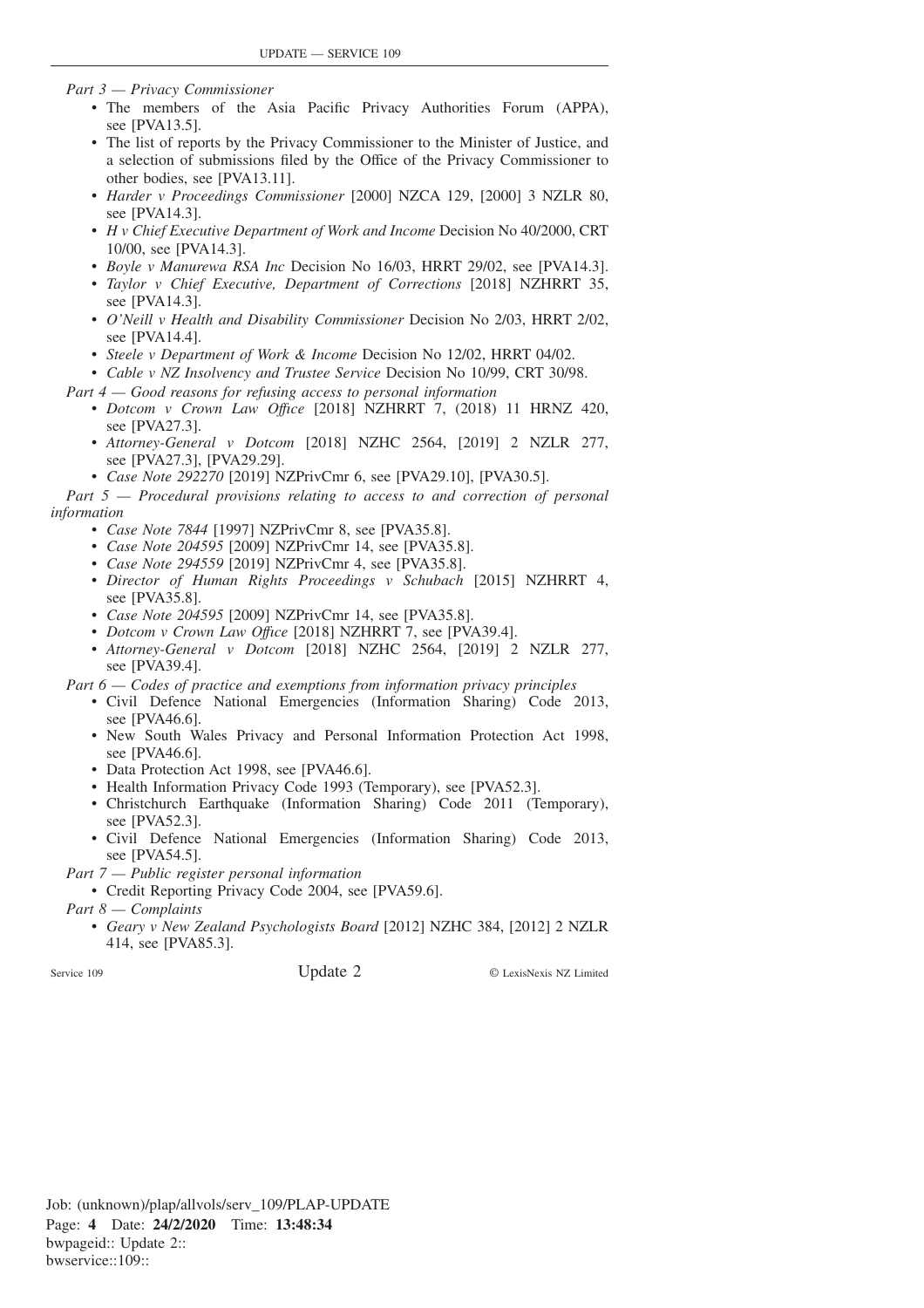*Part 3 — Privacy Commissioner*

- The members of the Asia Pacific Privacy Authorities Forum (APPA), see [PVA13.5].
- The list of reports by the Privacy Commissioner to the Minister of Justice, and a selection of submissions filed by the Office of the Privacy Commissioner to other bodies, see [PVA13.11].
- *Harder v Proceedings Commissioner* [2000] NZCA 129, [2000] 3 NZLR 80, see [PVA14.3].
- *H v Chief Executive Department of Work and Income* Decision No 40/2000, CRT 10/00, see [PVA14.3].
- *Boyle v Manurewa RSA Inc* Decision No 16/03, HRRT 29/02, see [PVA14.3].
- *Taylor v Chief Executive, Department of Corrections* [2018] NZHRRT 35, see [PVA14.3].
- *O'Neill v Health and Disability Commissioner* Decision No 2/03, HRRT 2/02, see [PVA14.4].
- *Steele v Department of Work & Income* Decision No 12/02, HRRT 04/02.
- *Cable v NZ Insolvency and Trustee Service* Decision No 10/99, CRT 30/98.

*Part 4 — Good reasons for refusing access to personal information*

- *Dotcom v Crown Law Office* [2018] NZHRRT 7, (2018) 11 HRNZ 420, see [PVA27.3].
- *Attorney-General v Dotcom* [2018] NZHC 2564, [2019] 2 NZLR 277, see [PVA27.3], [PVA29.29].
- *Case Note 292270* [2019] NZPrivCmr 6, see [PVA29.10], [PVA30.5].

*Part 5 — Procedural provisions relating to access to and correction of personal information*

- *Case Note 7844* [1997] NZPrivCmr 8, see [PVA35.8].
- *Case Note 204595* [2009] NZPrivCmr 14, see [PVA35.8].
- *Case Note 294559* [2019] NZPrivCmr 4, see [PVA35.8].
- *Director of Human Rights Proceedings v Schubach* [2015] NZHRRT 4, see [PVA35.8].
- *Case Note 204595* [2009] NZPrivCmr 14, see [PVA35.8].
- *Dotcom v Crown Law Office* [2018] NZHRRT 7, see [PVA39.4].
- *Attorney-General v Dotcom* [2018] NZHC 2564, [2019] 2 NZLR 277, see [PVA39.4].

*Part 6 — Codes of practice and exemptions from information privacy principles*

- Civil Defence National Emergencies (Information Sharing) Code 2013, see [PVA46.6].
- New South Wales Privacy and Personal Information Protection Act 1998, see [PVA46.6].
- Data Protection Act 1998, see [PVA46.6].
- Health Information Privacy Code 1993 (Temporary), see [PVA52.3].
- Christchurch Earthquake (Information Sharing) Code 2011 (Temporary), see [PVA52.3].
- Civil Defence National Emergencies (Information Sharing) Code 2013, see [PVA54.5].

*Part 7 — Public register personal information*

- Credit Reporting Privacy Code 2004, see [PVA59.6].

*Part 8 — Complaints*

- *Geary v New Zealand Psychologists Board* [2012] NZHC 384, [2012] 2 NZLR 414, see [PVA85.3].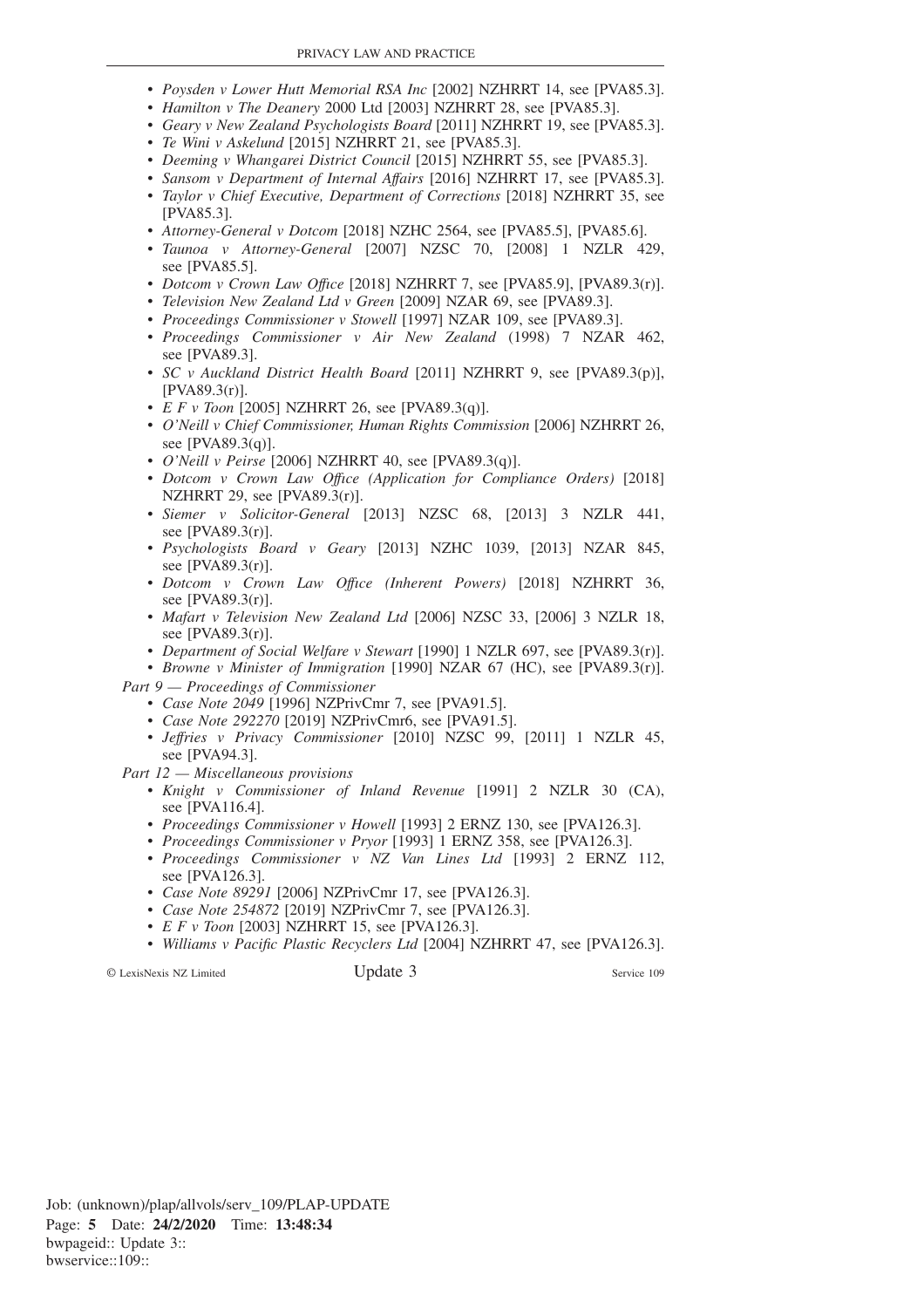- *Poysden v Lower Hutt Memorial RSA Inc* [2002] NZHRRT 14, see [PVA85.3].
- *Hamilton v The Deanery* 2000 Ltd [2003] NZHRRT 28, see [PVA85.3].
- *Geary v New Zealand Psychologists Board* [2011] NZHRRT 19, see [PVA85.3].
- *Te Wini v Askelund* [2015] NZHRRT 21, see [PVA85.3].
- *Deeming v Whangarei District Council* [2015] NZHRRT 55, see [PVA85.3].
- *Sansom v Department of Internal Affairs* [2016] NZHRRT 17, see [PVA85.3].
- *Taylor v Chief Executive, Department of Corrections* [2018] NZHRRT 35, see [PVA85.3].
- *Attorney-General v Dotcom* [2018] NZHC 2564, see [PVA85.5], [PVA85.6].
- *Taunoa v Attorney-General* [2007] NZSC 70, [2008] 1 NZLR 429, see [PVA85.5].
- *Dotcom v Crown Law Office* [2018] NZHRRT 7, see [PVA85.9], [PVA89.3(r)].
- *Television New Zealand Ltd v Green* [2009] NZAR 69, see [PVA89.3].
- *Proceedings Commissioner v Stowell* [1997] NZAR 109, see [PVA89.3].
- *Proceedings Commissioner v Air New Zealand* (1998) 7 NZAR 462, see [PVA89.3].
- *SC v Auckland District Health Board* [2011] NZHRRT 9, see [PVA89.3(p)], [PVA89.3(r)].
- *E F v Toon* [2005] NZHRRT 26, see [PVA89.3(q)].
- *O'Neill v Chief Commissioner, Human Rights Commission* [2006] NZHRRT 26, see [PVA89.3(q)].
- *O'Neill v Peirse* [2006] NZHRRT 40, see [PVA89.3(q)].
- *Dotcom v Crown Law Office (Application for Compliance Orders)* [2018] NZHRRT 29, see [PVA89.3(r)].
- *Siemer v Solicitor-General* [2013] NZSC 68, [2013] 3 NZLR 441, see [PVA89.3(r)].
- *Psychologists Board v Geary* [2013] NZHC 1039, [2013] NZAR 845, see [PVA89.3(r)].
- *Dotcom v Crown Law Office (Inherent Powers)* [2018] NZHRRT 36, see [PVA89.3(r)].
- *Mafart v Television New Zealand Ltd* [2006] NZSC 33, [2006] 3 NZLR 18, see [PVA89.3(r)].
- *Department of Social Welfare v Stewart* [1990] 1 NZLR 697, see [PVA89.3(r)].
- *Browne v Minister of Immigration* [1990] NZAR 67 (HC), see [PVA89.3(r)].

*Part 9 — Proceedings of Commissioner*

- *Case Note 2049* [1996] NZPrivCmr 7, see [PVA91.5].
- *Case Note 292270* [2019] NZPrivCmr6, see [PVA91.5].
- *Jeffries v Privacy Commissioner* [2010] NZSC 99, [2011] 1 NZLR 45, see [PVA94.3].

*Part 12 — Miscellaneous provisions*

- *Knight v Commissioner of Inland Revenue* [1991] 2 NZLR 30 (CA), see [PVA116.4].
- *Proceedings Commissioner v Howell* [1993] 2 ERNZ 130, see [PVA126.3].
- *Proceedings Commissioner v Pryor* [1993] 1 ERNZ 358, see [PVA126.3].
- *Proceedings Commissioner v NZ Van Lines Ltd* [1993] 2 ERNZ 112, see [PVA126.3].
- *Case Note 89291* [2006] NZPrivCmr 17, see [PVA126.3].
- *Case Note 254872* [2019] NZPrivCmr 7, see [PVA126.3].
- *E F v Toon* [2003] NZHRRT 15, see [PVA126.3].
- *Williams v Pacific Plastic Recyclers Ltd* [2004] NZHRRT 47, see [PVA126.3].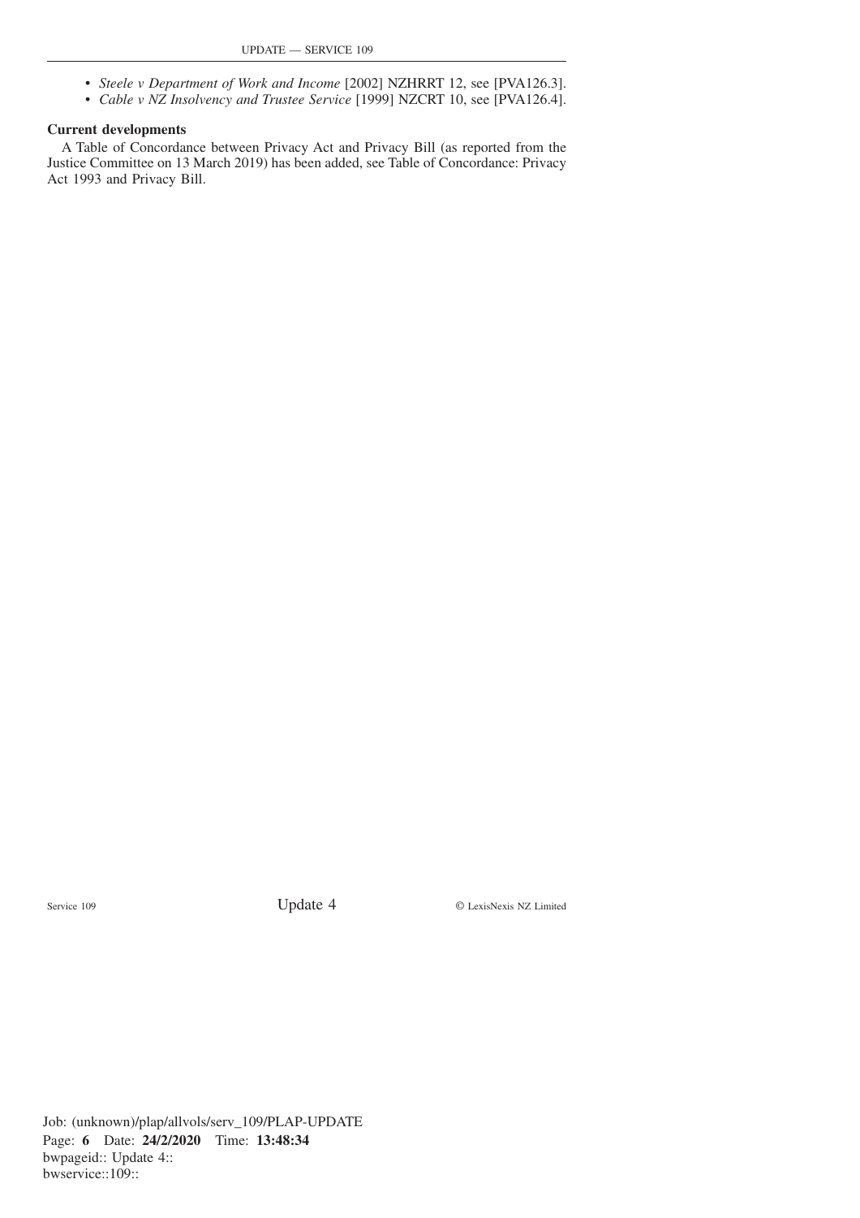- *Steele v Department of Work and Income* [2002] NZHRRT 12, see [PVA126.3].
- *Cable v NZ Insolvency and Trustee Service* [1999] NZCRT 10, see [PVA126.4].

**Current developments**

A Table of Concordance between Privacy Act and Privacy Bill (as reported from the Justice Committee on 13 March 2019) has been added, see Table of Concordance: Privacy Act 1993 and Privacy Bill.